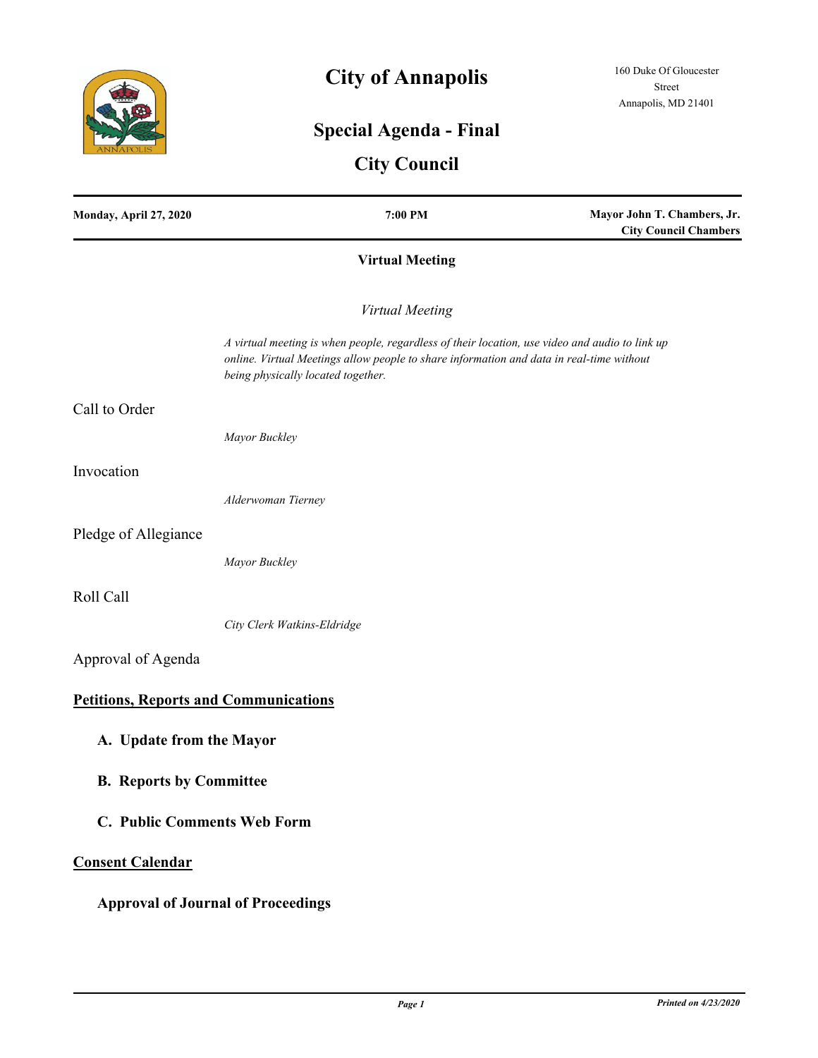# City of Annapolis

160 Duke Of Gloucester Street
Annapolis, MD 21401

## Special Agenda - Final

## City Council

| **Monday, April 27, 2020** | **7:00 PM** | **Mayor John T. Chambers, Jr. City Council Chambers** |
|---|---|---|

**Virtual Meeting**

*Virtual Meeting*

*A virtual meeting is when people, regardless of their location, use video and audio to link up online. Virtual Meetings allow people to share information and data in real-time without being physically located together.*

Call to Order

*Mayor Buckley*

Invocation

*Alderwoman Tierney*

Pledge of Allegiance

*Mayor Buckley*

Roll Call

*City Clerk Watkins-Eldridge*

Approval of Agenda

**Petitions, Reports and Communications**

**A. Update from the Mayor**

**B. Reports by Committee**

**C. Public Comments Web Form**

**Consent Calendar**

**Approval of Journal of Proceedings**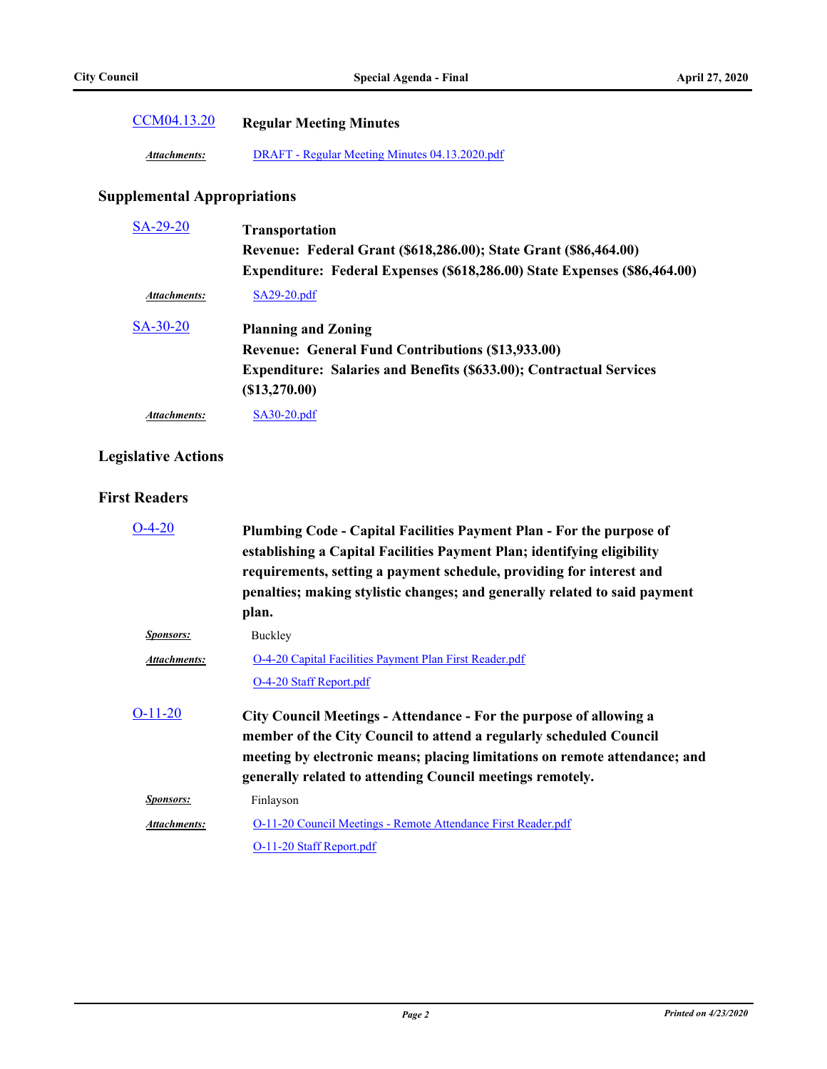**CCM04.13.20** **Regular Meeting Minutes**

*Attachments:* DRAFT - Regular Meeting Minutes 04.13.2020.pdf

## Supplemental Appropriations

**SA-29-20** **Transportation**
**Revenue: Federal Grant ($618,286.00); State Grant ($86,464.00)**
**Expenditure: Federal Expenses ($618,286.00) State Expenses ($86,464.00)**

*Attachments:* SA29-20.pdf

**SA-30-20** **Planning and Zoning**
**Revenue: General Fund Contributions ($13,933.00)**
**Expenditure: Salaries and Benefits ($633.00); Contractual Services ($13,270.00)**

*Attachments:* SA30-20.pdf

## Legislative Actions

## First Readers

**O-4-20** **Plumbing Code - Capital Facilities Payment Plan - For the purpose of establishing a Capital Facilities Payment Plan; identifying eligibility requirements, setting a payment schedule, providing for interest and penalties; making stylistic changes; and generally related to said payment plan.**

*Sponsors:* Buckley

*Attachments:* O-4-20 Capital Facilities Payment Plan First Reader.pdf
O-4-20 Staff Report.pdf

**O-11-20** **City Council Meetings - Attendance - For the purpose of allowing a member of the City Council to attend a regularly scheduled Council meeting by electronic means; placing limitations on remote attendance; and generally related to attending Council meetings remotely.**

*Sponsors:* Finlayson

*Attachments:* O-11-20 Council Meetings - Remote Attendance First Reader.pdf
O-11-20 Staff Report.pdf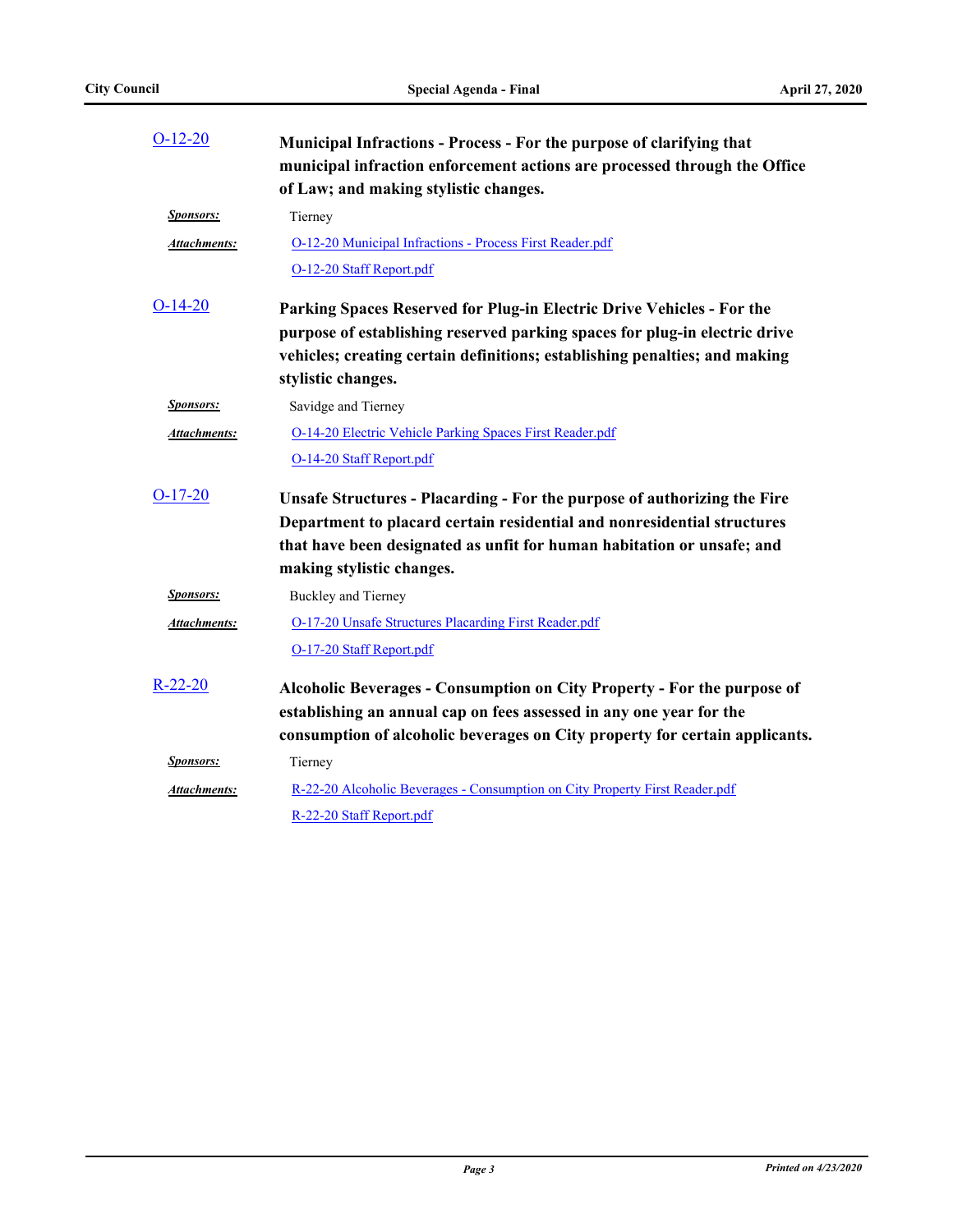**O-12-20** **Municipal Infractions - Process - For the purpose of clarifying that municipal infraction enforcement actions are processed through the Office of Law; and making stylistic changes.**

***Sponsors:*** Tierney

***Attachments:*** O-12-20 Municipal Infractions - Process First Reader.pdf
O-12-20 Staff Report.pdf

**O-14-20** **Parking Spaces Reserved for Plug-in Electric Drive Vehicles - For the purpose of establishing reserved parking spaces for plug-in electric drive vehicles; creating certain definitions; establishing penalties; and making stylistic changes.**

***Sponsors:*** Savidge and Tierney

***Attachments:*** O-14-20 Electric Vehicle Parking Spaces First Reader.pdf
O-14-20 Staff Report.pdf

**O-17-20** **Unsafe Structures - Placarding - For the purpose of authorizing the Fire Department to placard certain residential and nonresidential structures that have been designated as unfit for human habitation or unsafe; and making stylistic changes.**

***Sponsors:*** Buckley and Tierney

***Attachments:*** O-17-20 Unsafe Structures Placarding First Reader.pdf
O-17-20 Staff Report.pdf

**R-22-20** **Alcoholic Beverages - Consumption on City Property - For the purpose of establishing an annual cap on fees assessed in any one year for the consumption of alcoholic beverages on City property for certain applicants.**

***Sponsors:*** Tierney

***Attachments:*** R-22-20 Alcoholic Beverages - Consumption on City Property First Reader.pdf
R-22-20 Staff Report.pdf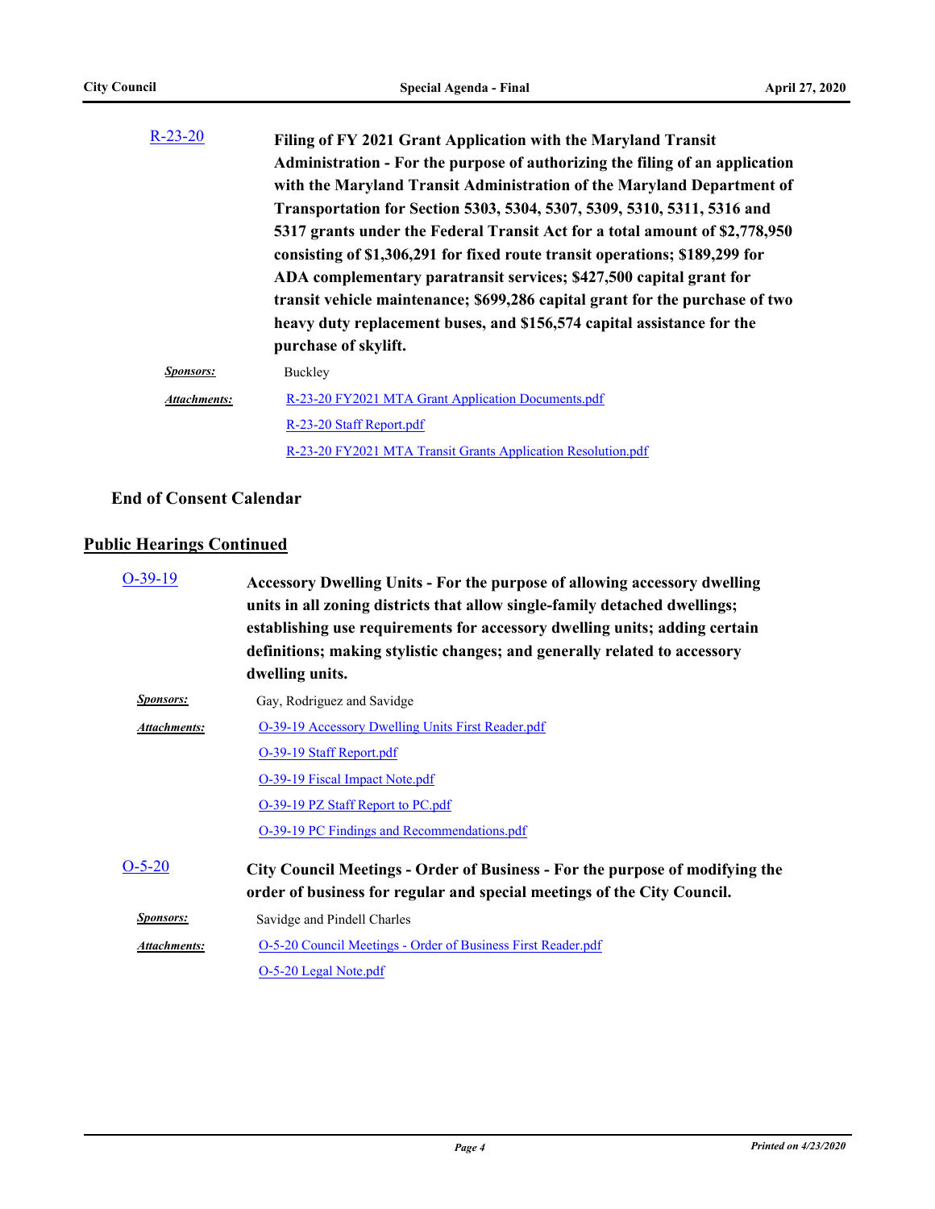**R-23-20** — **Filing of FY 2021 Grant Application with the Maryland Transit Administration - For the purpose of authorizing the filing of an application with the Maryland Transit Administration of the Maryland Department of Transportation for Section 5303, 5304, 5307, 5309, 5310, 5311, 5316 and 5317 grants under the Federal Transit Act for a total amount of $2,778,950 consisting of $1,306,291 for fixed route transit operations; $189,299 for ADA complementary paratransit services; $427,500 capital grant for transit vehicle maintenance; $699,286 capital grant for the purchase of two heavy duty replacement buses, and $156,574 capital assistance for the purchase of skylift.**

***Sponsors:*** Buckley

***Attachments:***
- R-23-20 FY2021 MTA Grant Application Documents.pdf
- R-23-20 Staff Report.pdf
- R-23-20 FY2021 MTA Transit Grants Application Resolution.pdf

**End of Consent Calendar**

## Public Hearings Continued

**O-39-19** — **Accessory Dwelling Units - For the purpose of allowing accessory dwelling units in all zoning districts that allow single-family detached dwellings; establishing use requirements for accessory dwelling units; adding certain definitions; making stylistic changes; and generally related to accessory dwelling units.**

***Sponsors:*** Gay, Rodriguez and Savidge

***Attachments:***
- O-39-19 Accessory Dwelling Units First Reader.pdf
- O-39-19 Staff Report.pdf
- O-39-19 Fiscal Impact Note.pdf
- O-39-19 PZ Staff Report to PC.pdf
- O-39-19 PC Findings and Recommendations.pdf

**O-5-20** — **City Council Meetings - Order of Business - For the purpose of modifying the order of business for regular and special meetings of the City Council.**

***Sponsors:*** Savidge and Pindell Charles

***Attachments:***
- O-5-20 Council Meetings - Order of Business First Reader.pdf
- O-5-20 Legal Note.pdf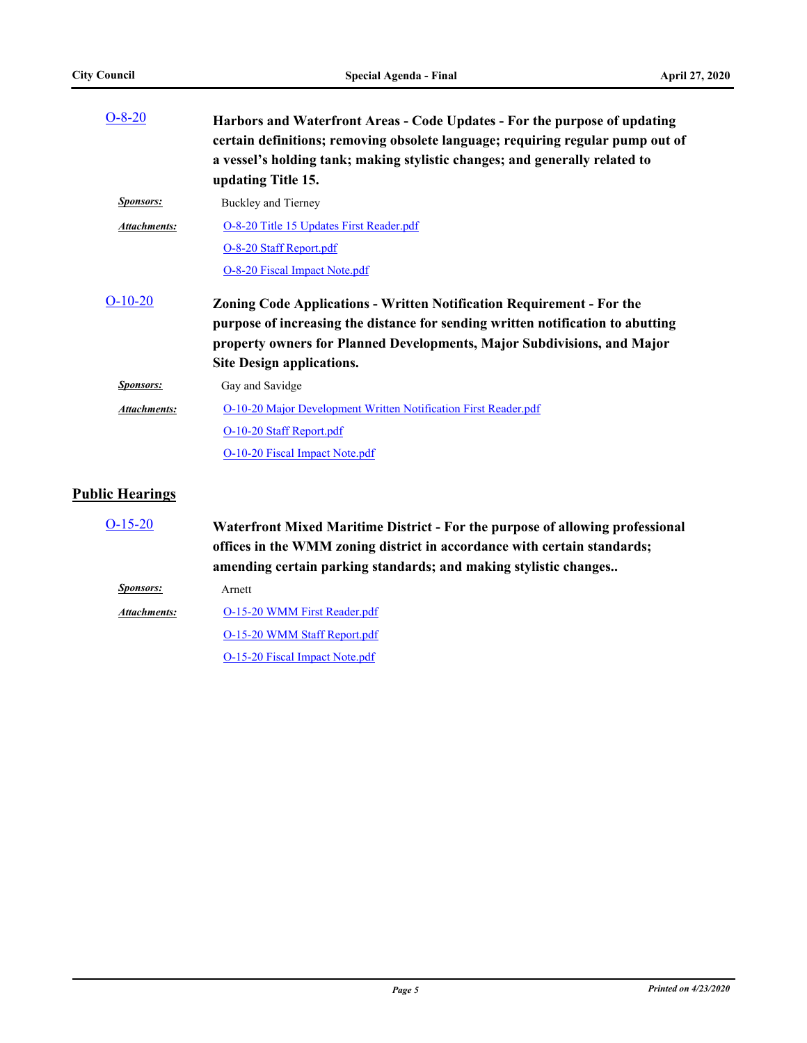[O-8-20](#) **Harbors and Waterfront Areas - Code Updates - For the purpose of updating certain definitions; removing obsolete language; requiring regular pump out of a vessel's holding tank; making stylistic changes; and generally related to updating Title 15.**

***Sponsors:*** Buckley and Tierney

***Attachments:*** [O-8-20 Title 15 Updates First Reader.pdf](#)
[O-8-20 Staff Report.pdf](#)
[O-8-20 Fiscal Impact Note.pdf](#)

[O-10-20](#) **Zoning Code Applications - Written Notification Requirement - For the purpose of increasing the distance for sending written notification to abutting property owners for Planned Developments, Major Subdivisions, and Major Site Design applications.**

***Sponsors:*** Gay and Savidge

***Attachments:*** [O-10-20 Major Development Written Notification First Reader.pdf](#)
[O-10-20 Staff Report.pdf](#)
[O-10-20 Fiscal Impact Note.pdf](#)

## Public Hearings

[O-15-20](#) **Waterfront Mixed Maritime District - For the purpose of allowing professional offices in the WMM zoning district in accordance with certain standards; amending certain parking standards; and making stylistic changes..**

***Sponsors:*** Arnett

***Attachments:*** [O-15-20 WMM First Reader.pdf](#)
[O-15-20 WMM Staff Report.pdf](#)
[O-15-20 Fiscal Impact Note.pdf](#)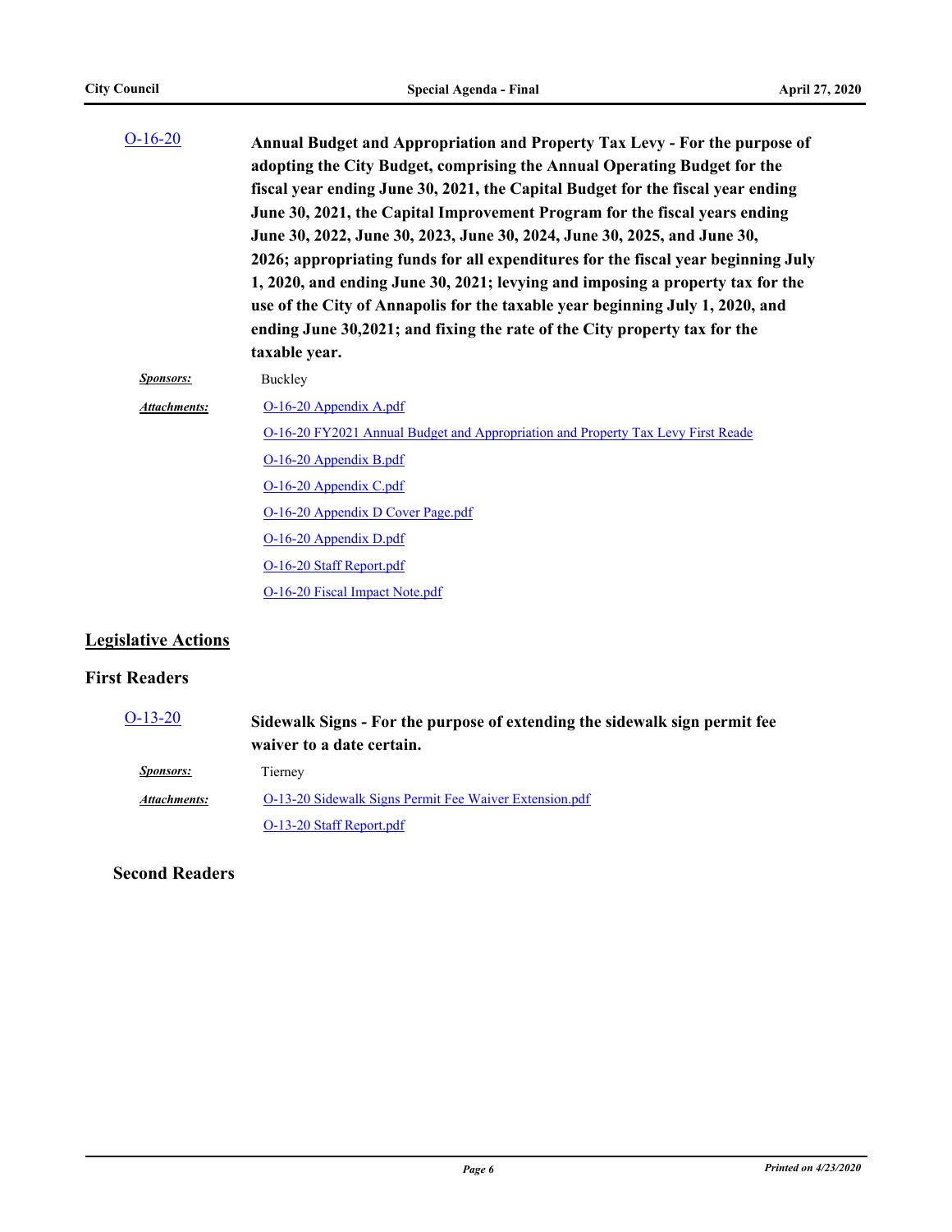O-16-20 **Annual Budget and Appropriation and Property Tax Levy - For the purpose of adopting the City Budget, comprising the Annual Operating Budget for the fiscal year ending June 30, 2021, the Capital Budget for the fiscal year ending June 30, 2021, the Capital Improvement Program for the fiscal years ending June 30, 2022, June 30, 2023, June 30, 2024, June 30, 2025, and June 30, 2026; appropriating funds for all expenditures for the fiscal year beginning July 1, 2020, and ending June 30, 2021; levying and imposing a property tax for the use of the City of Annapolis for the taxable year beginning July 1, 2020, and ending June 30,2021; and fixing the rate of the City property tax for the taxable year.**

***Sponsors:*** Buckley

***Attachments:***
- O-16-20 Appendix A.pdf
- O-16-20 FY2021 Annual Budget and Appropriation and Property Tax Levy First Reade
- O-16-20 Appendix B.pdf
- O-16-20 Appendix C.pdf
- O-16-20 Appendix D Cover Page.pdf
- O-16-20 Appendix D.pdf
- O-16-20 Staff Report.pdf
- O-16-20 Fiscal Impact Note.pdf

## Legislative Actions

### First Readers

O-13-20 **Sidewalk Signs - For the purpose of extending the sidewalk sign permit fee waiver to a date certain.**

***Sponsors:*** Tierney

***Attachments:***
- O-13-20 Sidewalk Signs Permit Fee Waiver Extension.pdf
- O-13-20 Staff Report.pdf

### Second Readers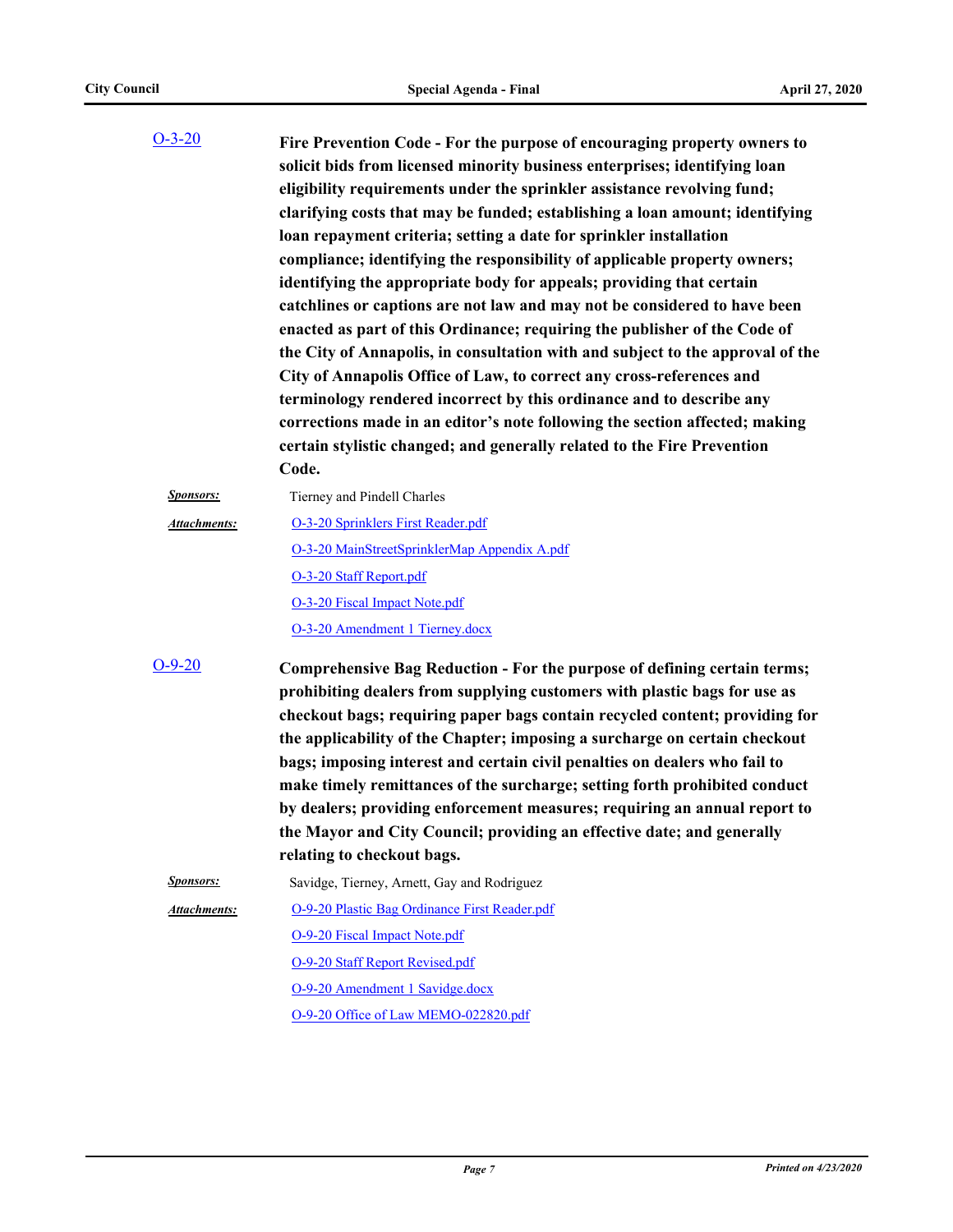[O-3-20](O-3-20)

**Fire Prevention Code - For the purpose of encouraging property owners to solicit bids from licensed minority business enterprises; identifying loan eligibility requirements under the sprinkler assistance revolving fund; clarifying costs that may be funded; establishing a loan amount; identifying loan repayment criteria; setting a date for sprinkler installation compliance; identifying the responsibility of applicable property owners; identifying the appropriate body for appeals; providing that certain catchlines or captions are not law and may not be considered to have been enacted as part of this Ordinance; requiring the publisher of the Code of the City of Annapolis, in consultation with and subject to the approval of the City of Annapolis Office of Law, to correct any cross-references and terminology rendered incorrect by this ordinance and to describe any corrections made in an editor's note following the section affected; making certain stylistic changed; and generally related to the Fire Prevention Code.**

***Sponsors:*** Tierney and Pindell Charles

***Attachments:***
- O-3-20 Sprinklers First Reader.pdf
- O-3-20 MainStreetSprinklerMap Appendix A.pdf
- O-3-20 Staff Report.pdf
- O-3-20 Fiscal Impact Note.pdf
- O-3-20 Amendment 1 Tierney.docx

[O-9-20](O-9-20)

**Comprehensive Bag Reduction - For the purpose of defining certain terms; prohibiting dealers from supplying customers with plastic bags for use as checkout bags; requiring paper bags contain recycled content; providing for the applicability of the Chapter; imposing a surcharge on certain checkout bags; imposing interest and certain civil penalties on dealers who fail to make timely remittances of the surcharge; setting forth prohibited conduct by dealers; providing enforcement measures; requiring an annual report to the Mayor and City Council; providing an effective date; and generally relating to checkout bags.**

***Sponsors:*** Savidge, Tierney, Arnett, Gay and Rodriguez

***Attachments:***
- O-9-20 Plastic Bag Ordinance First Reader.pdf
- O-9-20 Fiscal Impact Note.pdf
- O-9-20 Staff Report Revised.pdf
- O-9-20 Amendment 1 Savidge.docx
- O-9-20 Office of Law MEMO-022820.pdf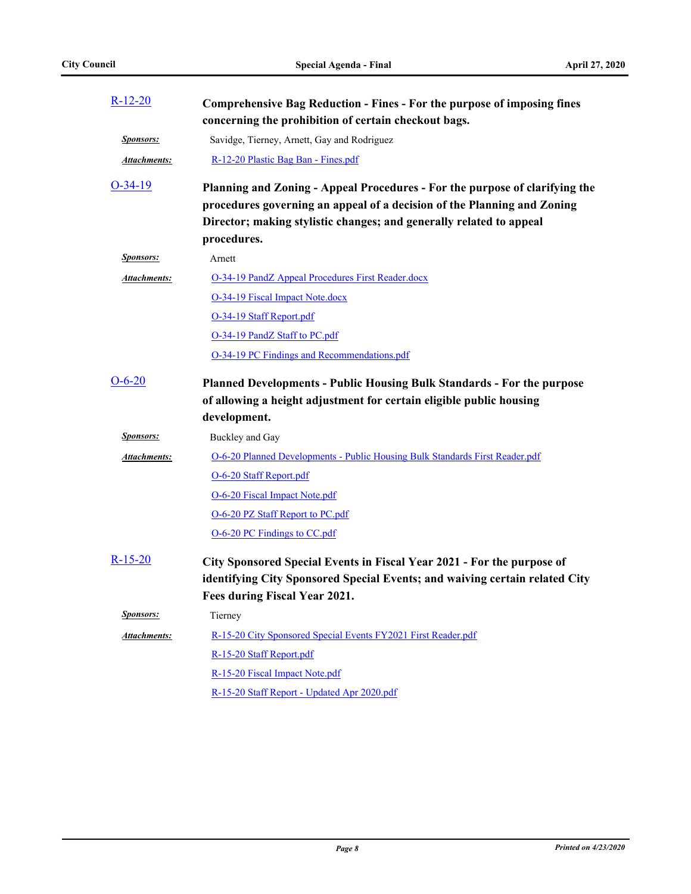**R-12-20** **Comprehensive Bag Reduction - Fines - For the purpose of imposing fines concerning the prohibition of certain checkout bags.**

***Sponsors:*** Savidge, Tierney, Arnett, Gay and Rodriguez

***Attachments:*** R-12-20 Plastic Bag Ban - Fines.pdf

**O-34-19** **Planning and Zoning - Appeal Procedures - For the purpose of clarifying the procedures governing an appeal of a decision of the Planning and Zoning Director; making stylistic changes; and generally related to appeal procedures.**

***Sponsors:*** Arnett

***Attachments:*** O-34-19 PandZ Appeal Procedures First Reader.docx

O-34-19 Fiscal Impact Note.docx

O-34-19 Staff Report.pdf

O-34-19 PandZ Staff to PC.pdf

O-34-19 PC Findings and Recommendations.pdf

**O-6-20** **Planned Developments - Public Housing Bulk Standards - For the purpose of allowing a height adjustment for certain eligible public housing development.**

***Sponsors:*** Buckley and Gay

***Attachments:*** O-6-20 Planned Developments - Public Housing Bulk Standards First Reader.pdf

O-6-20 Staff Report.pdf

O-6-20 Fiscal Impact Note.pdf

O-6-20 PZ Staff Report to PC.pdf

O-6-20 PC Findings to CC.pdf

**R-15-20** **City Sponsored Special Events in Fiscal Year 2021 - For the purpose of identifying City Sponsored Special Events; and waiving certain related City Fees during Fiscal Year 2021.**

***Sponsors:*** Tierney

***Attachments:*** R-15-20 City Sponsored Special Events FY2021 First Reader.pdf

R-15-20 Staff Report.pdf

R-15-20 Fiscal Impact Note.pdf

R-15-20 Staff Report - Updated Apr 2020.pdf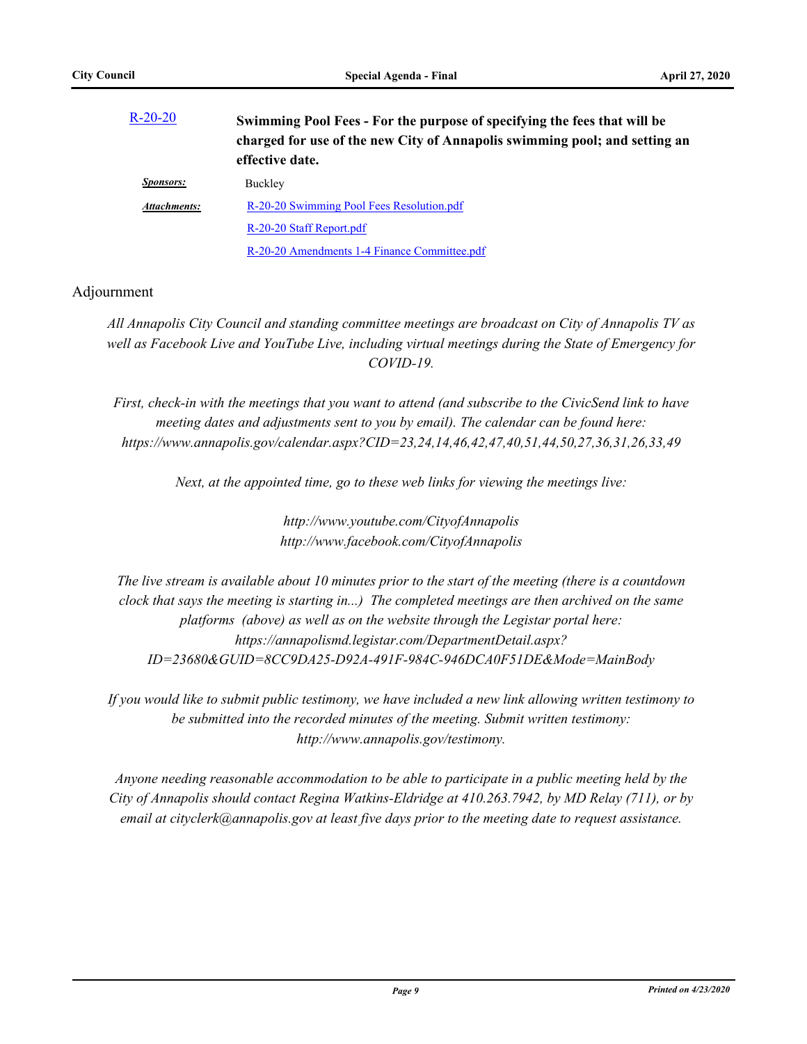[R-20-20](#) **Swimming Pool Fees - For the purpose of specifying the fees that will be charged for use of the new City of Annapolis swimming pool; and setting an effective date.**

***Sponsors:*** Buckley

***Attachments:*** [R-20-20 Swimming Pool Fees Resolution.pdf](#)
[R-20-20 Staff Report.pdf](#)
[R-20-20 Amendments 1-4 Finance Committee.pdf](#)

## Adjournment

*All Annapolis City Council and standing committee meetings are broadcast on City of Annapolis TV as well as Facebook Live and YouTube Live, including virtual meetings during the State of Emergency for COVID-19.*

*First, check-in with the meetings that you want to attend (and subscribe to the CivicSend link to have meeting dates and adjustments sent to you by email). The calendar can be found here: https://www.annapolis.gov/calendar.aspx?CID=23,24,14,46,42,47,40,51,44,50,27,36,31,26,33,49*

*Next, at the appointed time, go to these web links for viewing the meetings live:*

*http://www.youtube.com/CityofAnnapolis*
*http://www.facebook.com/CityofAnnapolis*

*The live stream is available about 10 minutes prior to the start of the meeting (there is a countdown clock that says the meeting is starting in...) The completed meetings are then archived on the same platforms (above) as well as on the website through the Legistar portal here: https://annapolismd.legistar.com/DepartmentDetail.aspx?ID=23680&GUID=8CC9DA25-D92A-491F-984C-946DCA0F51DE&Mode=MainBody*

*If you would like to submit public testimony, we have included a new link allowing written testimony to be submitted into the recorded minutes of the meeting. Submit written testimony: http://www.annapolis.gov/testimony.*

*Anyone needing reasonable accommodation to be able to participate in a public meeting held by the City of Annapolis should contact Regina Watkins-Eldridge at 410.263.7942, by MD Relay (711), or by email at cityclerk@annapolis.gov at least five days prior to the meeting date to request assistance.*